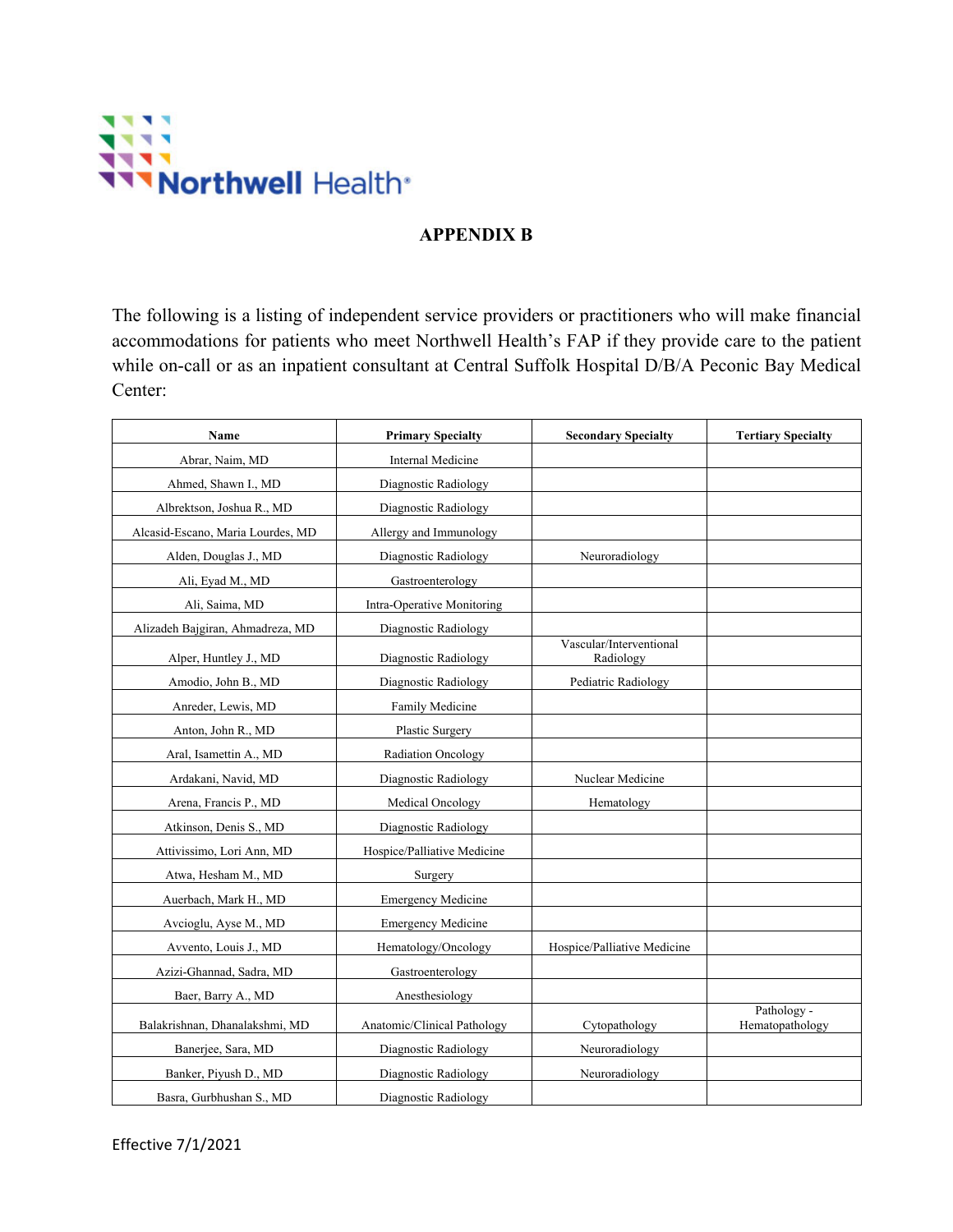Northwell Health

# APPENDIX B

The following is a listing of independent service providers or practitioners who will make financial accommodations for patients who meet Northwell Health's FAP if they provide care to the patient while on-call or as an inpatient consultant at Central Suffolk Hospital D/B/A Peconic Bay Medical Center:

| Name | Primary Specialty | Secondary Specialty | Tertiary Specialty |
|---|---|---|---|
| Abrar, Naim, MD | Internal Medicine | | |
| Ahmed, Shawn I., MD | Diagnostic Radiology | | |
| Albrektson, Joshua R., MD | Diagnostic Radiology | | |
| Alcasid-Escano, Maria Lourdes, MD | Allergy and Immunology | | |
| Alden, Douglas J., MD | Diagnostic Radiology | Neuroradiology | |
| Ali, Eyad M., MD | Gastroenterology | | |
| Ali, Saima, MD | Intra-Operative Monitoring | | |
| Alizadeh Bajgiran, Ahmadreza, MD | Diagnostic Radiology | | |
| Alper, Huntley J., MD | Diagnostic Radiology | Vascular/Interventional Radiology | |
| Amodio, John B., MD | Diagnostic Radiology | Pediatric Radiology | |
| Anreder, Lewis, MD | Family Medicine | | |
| Anton, John R., MD | Plastic Surgery | | |
| Aral, Isamettin A., MD | Radiation Oncology | | |
| Ardakani, Navid, MD | Diagnostic Radiology | Nuclear Medicine | |
| Arena, Francis P., MD | Medical Oncology | Hematology | |
| Atkinson, Denis S., MD | Diagnostic Radiology | | |
| Attivissimo, Lori Ann, MD | Hospice/Palliative Medicine | | |
| Atwa, Hesham M., MD | Surgery | | |
| Auerbach, Mark H., MD | Emergency Medicine | | |
| Avcioglu, Ayse M., MD | Emergency Medicine | | |
| Avvento, Louis J., MD | Hematology/Oncology | Hospice/Palliative Medicine | |
| Azizi-Ghannad, Sadra, MD | Gastroenterology | | |
| Baer, Barry A., MD | Anesthesiology | | |
| Balakrishnan, Dhanalakshmi, MD | Anatomic/Clinical Pathology | Cytopathology | Pathology - Hematopathology |
| Banerjee, Sara, MD | Diagnostic Radiology | Neuroradiology | |
| Banker, Piyush D., MD | Diagnostic Radiology | Neuroradiology | |
| Basra, Gurbhushan S., MD | Diagnostic Radiology | | |

Effective 7/1/2021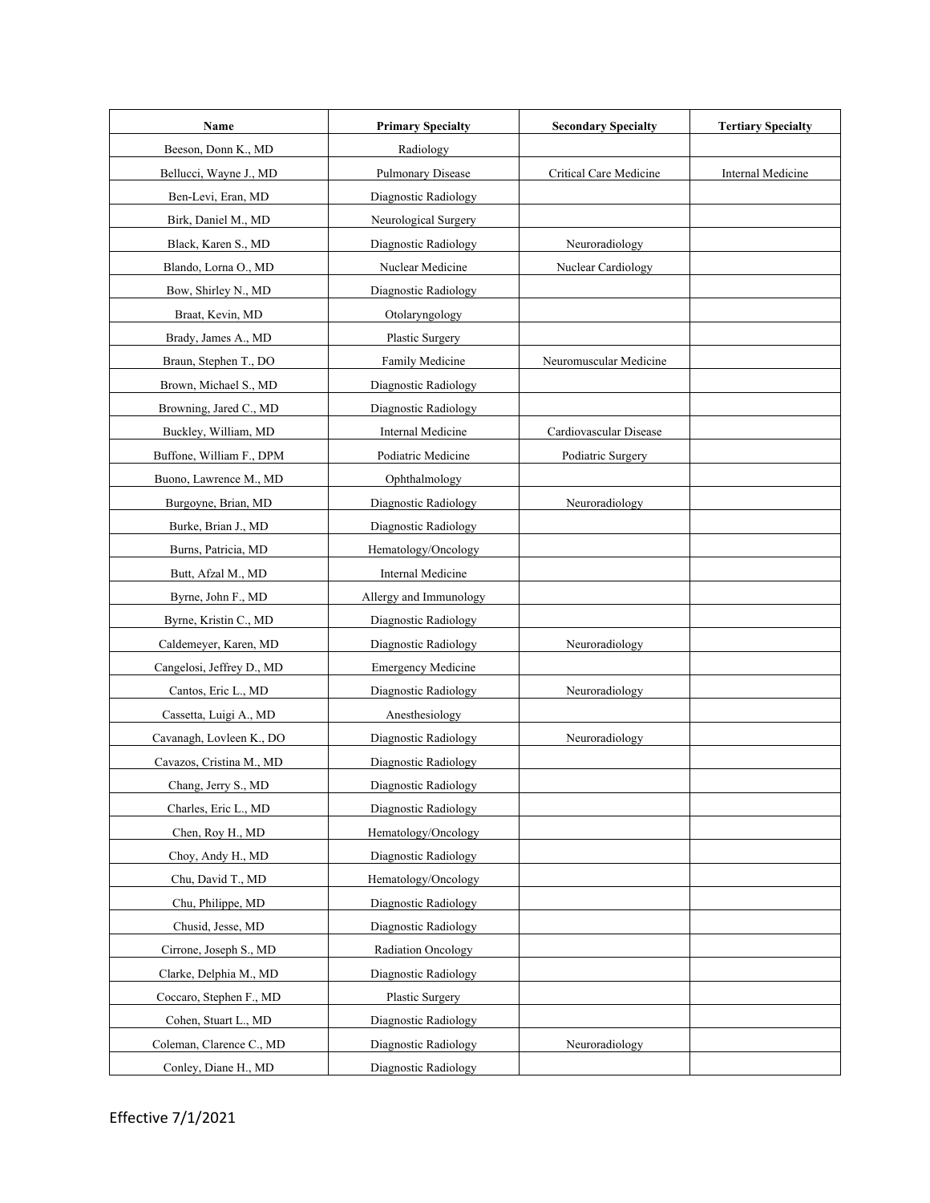| Name | Primary Specialty | Secondary Specialty | Tertiary Specialty |
| --- | --- | --- | --- |
| Beeson, Donn K., MD | Radiology | | |
| Bellucci, Wayne J., MD | Pulmonary Disease | Critical Care Medicine | Internal Medicine |
| Ben-Levi, Eran, MD | Diagnostic Radiology | | |
| Birk, Daniel M., MD | Neurological Surgery | | |
| Black, Karen S., MD | Diagnostic Radiology | Neuroradiology | |
| Blando, Lorna O., MD | Nuclear Medicine | Nuclear Cardiology | |
| Bow, Shirley N., MD | Diagnostic Radiology | | |
| Braat, Kevin, MD | Otolaryngology | | |
| Brady, James A., MD | Plastic Surgery | | |
| Braun, Stephen T., DO | Family Medicine | Neuromuscular Medicine | |
| Brown, Michael S., MD | Diagnostic Radiology | | |
| Browning, Jared C., MD | Diagnostic Radiology | | |
| Buckley, William, MD | Internal Medicine | Cardiovascular Disease | |
| Buffone, William F., DPM | Podiatric Medicine | Podiatric Surgery | |
| Buono, Lawrence M., MD | Ophthalmology | | |
| Burgoyne, Brian, MD | Diagnostic Radiology | Neuroradiology | |
| Burke, Brian J., MD | Diagnostic Radiology | | |
| Burns, Patricia, MD | Hematology/Oncology | | |
| Butt, Afzal M., MD | Internal Medicine | | |
| Byrne, John F., MD | Allergy and Immunology | | |
| Byrne, Kristin C., MD | Diagnostic Radiology | | |
| Caldemeyer, Karen, MD | Diagnostic Radiology | Neuroradiology | |
| Cangelosi, Jeffrey D., MD | Emergency Medicine | | |
| Cantos, Eric L., MD | Diagnostic Radiology | Neuroradiology | |
| Cassetta, Luigi A., MD | Anesthesiology | | |
| Cavanagh, Lovleen K., DO | Diagnostic Radiology | Neuroradiology | |
| Cavazos, Cristina M., MD | Diagnostic Radiology | | |
| Chang, Jerry S., MD | Diagnostic Radiology | | |
| Charles, Eric L., MD | Diagnostic Radiology | | |
| Chen, Roy H., MD | Hematology/Oncology | | |
| Choy, Andy H., MD | Diagnostic Radiology | | |
| Chu, David T., MD | Hematology/Oncology | | |
| Chu, Philippe, MD | Diagnostic Radiology | | |
| Chusid, Jesse, MD | Diagnostic Radiology | | |
| Cirrone, Joseph S., MD | Radiation Oncology | | |
| Clarke, Delphia M., MD | Diagnostic Radiology | | |
| Coccaro, Stephen F., MD | Plastic Surgery | | |
| Cohen, Stuart L., MD | Diagnostic Radiology | | |
| Coleman, Clarence C., MD | Diagnostic Radiology | Neuroradiology | |
| Conley, Diane H., MD | Diagnostic Radiology | | |

Effective 7/1/2021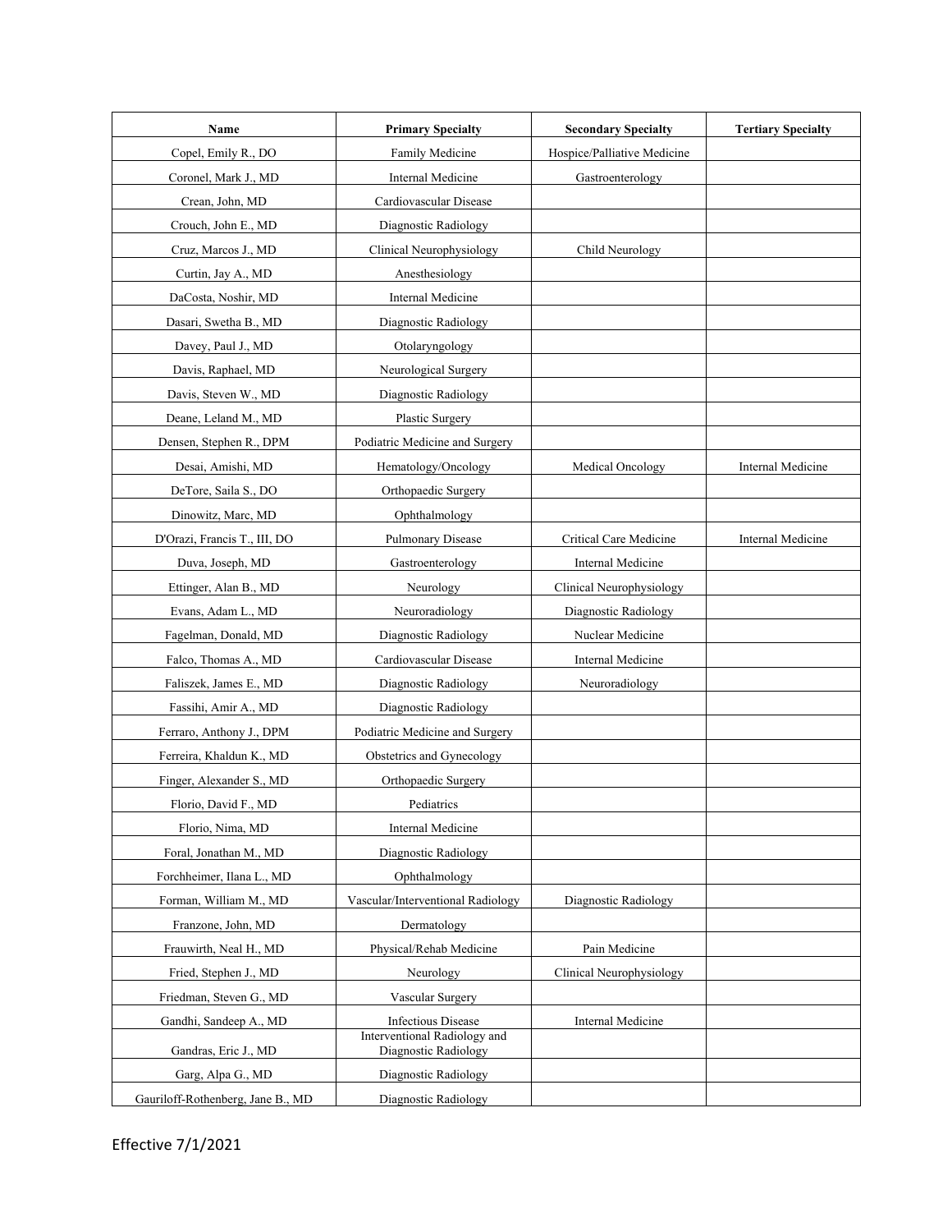| Name | Primary Specialty | Secondary Specialty | Tertiary Specialty |
|---|---|---|---|
| Copel, Emily R., DO | Family Medicine | Hospice/Palliative Medicine | |
| Coronel, Mark J., MD | Internal Medicine | Gastroenterology | |
| Crean, John, MD | Cardiovascular Disease | | |
| Crouch, John E., MD | Diagnostic Radiology | | |
| Cruz, Marcos J., MD | Clinical Neurophysiology | Child Neurology | |
| Curtin, Jay A., MD | Anesthesiology | | |
| DaCosta, Noshir, MD | Internal Medicine | | |
| Dasari, Swetha B., MD | Diagnostic Radiology | | |
| Davey, Paul J., MD | Otolaryngology | | |
| Davis, Raphael, MD | Neurological Surgery | | |
| Davis, Steven W., MD | Diagnostic Radiology | | |
| Deane, Leland M., MD | Plastic Surgery | | |
| Densen, Stephen R., DPM | Podiatric Medicine and Surgery | | |
| Desai, Amishi, MD | Hematology/Oncology | Medical Oncology | Internal Medicine |
| DeTore, Saila S., DO | Orthopaedic Surgery | | |
| Dinowitz, Marc, MD | Ophthalmology | | |
| D'Orazi, Francis T., III, DO | Pulmonary Disease | Critical Care Medicine | Internal Medicine |
| Duva, Joseph, MD | Gastroenterology | Internal Medicine | |
| Ettinger, Alan B., MD | Neurology | Clinical Neurophysiology | |
| Evans, Adam L., MD | Neuroradiology | Diagnostic Radiology | |
| Fagelman, Donald, MD | Diagnostic Radiology | Nuclear Medicine | |
| Falco, Thomas A., MD | Cardiovascular Disease | Internal Medicine | |
| Faliszek, James E., MD | Diagnostic Radiology | Neuroradiology | |
| Fassihi, Amir A., MD | Diagnostic Radiology | | |
| Ferraro, Anthony J., DPM | Podiatric Medicine and Surgery | | |
| Ferreira, Khaldun K., MD | Obstetrics and Gynecology | | |
| Finger, Alexander S., MD | Orthopaedic Surgery | | |
| Florio, David F., MD | Pediatrics | | |
| Florio, Nima, MD | Internal Medicine | | |
| Foral, Jonathan M., MD | Diagnostic Radiology | | |
| Forchheimer, Ilana L., MD | Ophthalmology | | |
| Forman, William M., MD | Vascular/Interventional Radiology | Diagnostic Radiology | |
| Franzone, John, MD | Dermatology | | |
| Frauwirth, Neal H., MD | Physical/Rehab Medicine | Pain Medicine | |
| Fried, Stephen J., MD | Neurology | Clinical Neurophysiology | |
| Friedman, Steven G., MD | Vascular Surgery | | |
| Gandhi, Sandeep A., MD | Infectious Disease | Internal Medicine | |
| Gandras, Eric J., MD | Interventional Radiology and Diagnostic Radiology | | |
| Garg, Alpa G., MD | Diagnostic Radiology | | |
| Gauriloff-Rothenberg, Jane B., MD | Diagnostic Radiology | | |

Effective 7/1/2021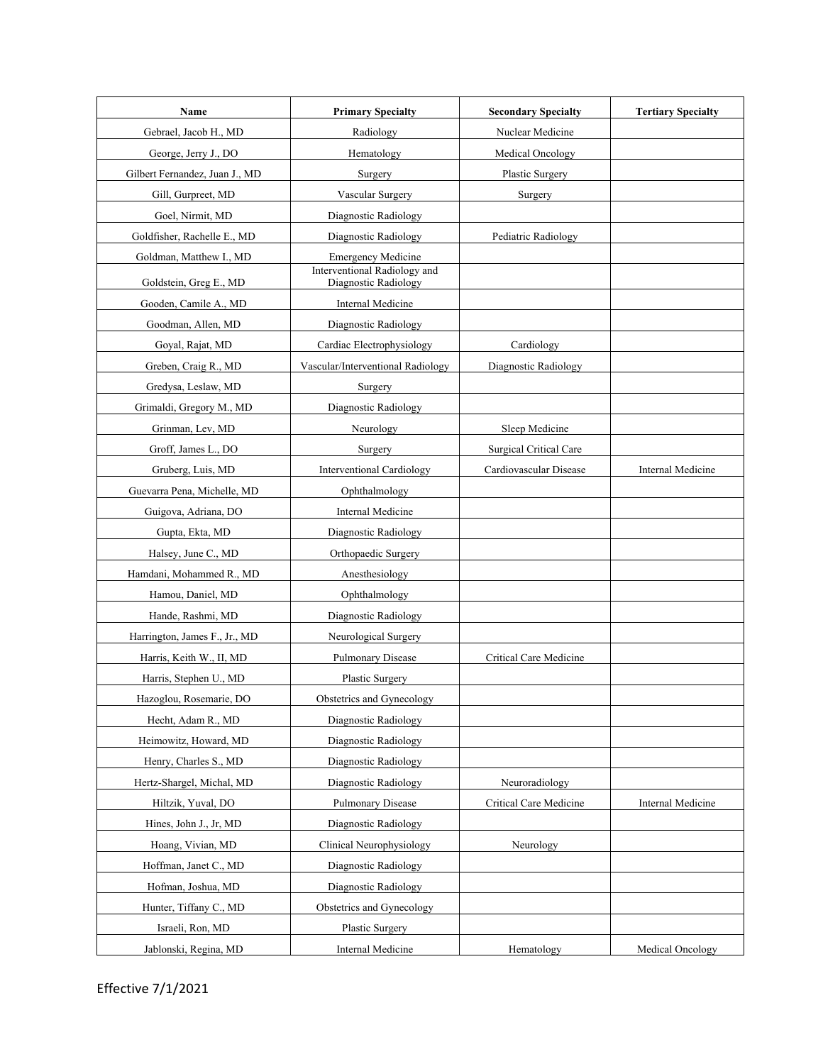| Name | Primary Specialty | Secondary Specialty | Tertiary Specialty |
|---|---|---|---|
| Gebrael, Jacob H., MD | Radiology | Nuclear Medicine | |
| George, Jerry J., DO | Hematology | Medical Oncology | |
| Gilbert Fernandez, Juan J., MD | Surgery | Plastic Surgery | |
| Gill, Gurpreet, MD | Vascular Surgery | Surgery | |
| Goel, Nirmit, MD | Diagnostic Radiology | | |
| Goldfisher, Rachelle E., MD | Diagnostic Radiology | Pediatric Radiology | |
| Goldman, Matthew I., MD | Emergency Medicine | | |
| Goldstein, Greg E., MD | Interventional Radiology and Diagnostic Radiology | | |
| Gooden, Camile A., MD | Internal Medicine | | |
| Goodman, Allen, MD | Diagnostic Radiology | | |
| Goyal, Rajat, MD | Cardiac Electrophysiology | Cardiology | |
| Greben, Craig R., MD | Vascular/Interventional Radiology | Diagnostic Radiology | |
| Gredysa, Leslaw, MD | Surgery | | |
| Grimaldi, Gregory M., MD | Diagnostic Radiology | | |
| Grinman, Lev, MD | Neurology | Sleep Medicine | |
| Groff, James L., DO | Surgery | Surgical Critical Care | |
| Gruberg, Luis, MD | Interventional Cardiology | Cardiovascular Disease | Internal Medicine |
| Guevarra Pena, Michelle, MD | Ophthalmology | | |
| Guigova, Adriana, DO | Internal Medicine | | |
| Gupta, Ekta, MD | Diagnostic Radiology | | |
| Halsey, June C., MD | Orthopaedic Surgery | | |
| Hamdani, Mohammed R., MD | Anesthesiology | | |
| Hamou, Daniel, MD | Ophthalmology | | |
| Hande, Rashmi, MD | Diagnostic Radiology | | |
| Harrington, James F., Jr., MD | Neurological Surgery | | |
| Harris, Keith W., II, MD | Pulmonary Disease | Critical Care Medicine | |
| Harris, Stephen U., MD | Plastic Surgery | | |
| Hazoglou, Rosemarie, DO | Obstetrics and Gynecology | | |
| Hecht, Adam R., MD | Diagnostic Radiology | | |
| Heimowitz, Howard, MD | Diagnostic Radiology | | |
| Henry, Charles S., MD | Diagnostic Radiology | | |
| Hertz-Shargel, Michal, MD | Diagnostic Radiology | Neuroradiology | |
| Hiltzik, Yuval, DO | Pulmonary Disease | Critical Care Medicine | Internal Medicine |
| Hines, John J., Jr, MD | Diagnostic Radiology | | |
| Hoang, Vivian, MD | Clinical Neurophysiology | Neurology | |
| Hoffman, Janet C., MD | Diagnostic Radiology | | |
| Hofman, Joshua, MD | Diagnostic Radiology | | |
| Hunter, Tiffany C., MD | Obstetrics and Gynecology | | |
| Israeli, Ron, MD | Plastic Surgery | | |
| Jablonski, Regina, MD | Internal Medicine | Hematology | Medical Oncology |

Effective 7/1/2021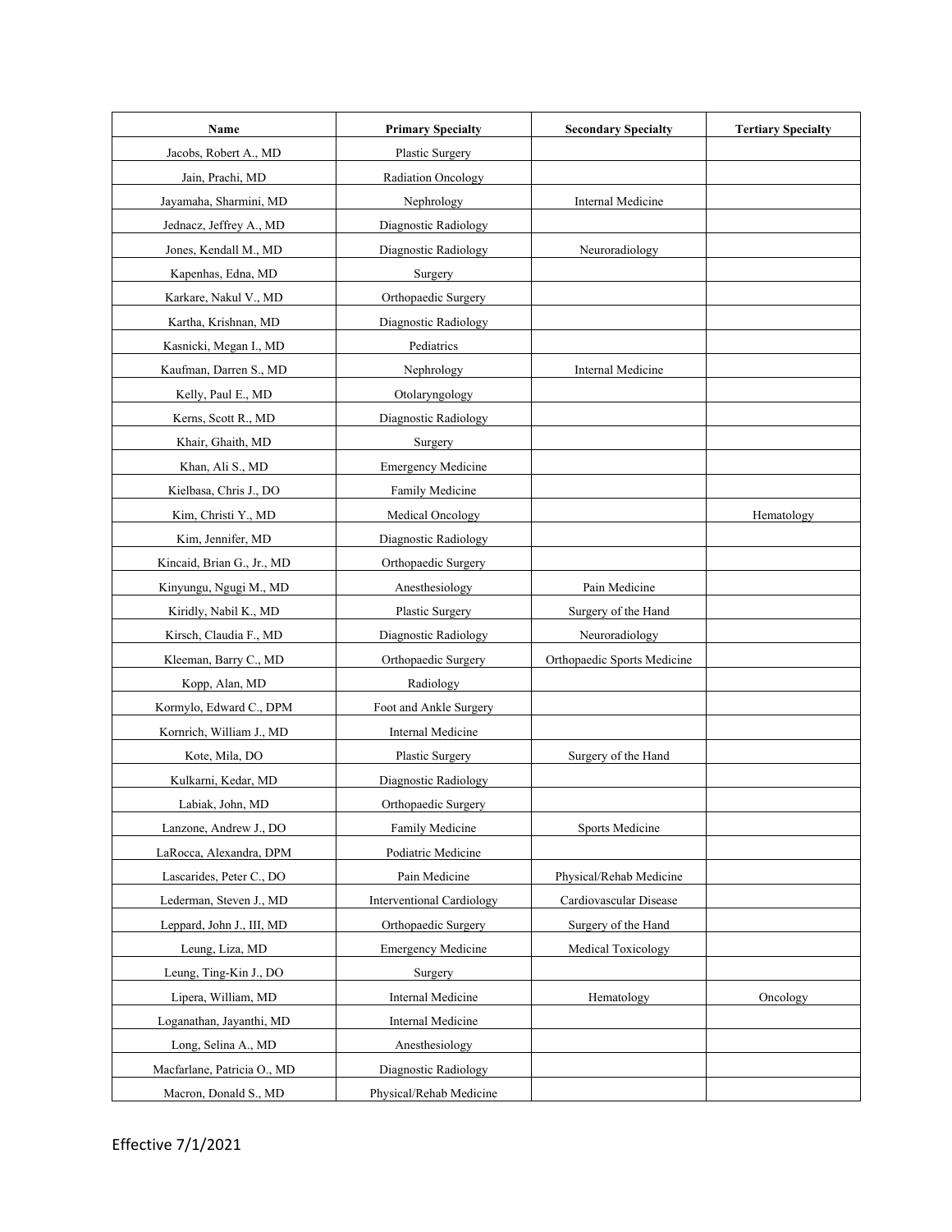| Name | Primary Specialty | Secondary Specialty | Tertiary Specialty |
|---|---|---|---|
| Jacobs, Robert A., MD | Plastic Surgery | | |
| Jain, Prachi, MD | Radiation Oncology | | |
| Jayamaha, Sharmini, MD | Nephrology | Internal Medicine | |
| Jednacz, Jeffrey A., MD | Diagnostic Radiology | | |
| Jones, Kendall M., MD | Diagnostic Radiology | Neuroradiology | |
| Kapenhas, Edna, MD | Surgery | | |
| Karkare, Nakul V., MD | Orthopaedic Surgery | | |
| Kartha, Krishnan, MD | Diagnostic Radiology | | |
| Kasnicki, Megan I., MD | Pediatrics | | |
| Kaufman, Darren S., MD | Nephrology | Internal Medicine | |
| Kelly, Paul E., MD | Otolaryngology | | |
| Kerns, Scott R., MD | Diagnostic Radiology | | |
| Khair, Ghaith, MD | Surgery | | |
| Khan, Ali S., MD | Emergency Medicine | | |
| Kielbasa, Chris J., DO | Family Medicine | | |
| Kim, Christi Y., MD | Medical Oncology | | Hematology |
| Kim, Jennifer, MD | Diagnostic Radiology | | |
| Kincaid, Brian G., Jr., MD | Orthopaedic Surgery | | |
| Kinyungu, Ngugi M., MD | Anesthesiology | Pain Medicine | |
| Kiridly, Nabil K., MD | Plastic Surgery | Surgery of the Hand | |
| Kirsch, Claudia F., MD | Diagnostic Radiology | Neuroradiology | |
| Kleeman, Barry C., MD | Orthopaedic Surgery | Orthopaedic Sports Medicine | |
| Kopp, Alan, MD | Radiology | | |
| Kormylo, Edward C., DPM | Foot and Ankle Surgery | | |
| Kornrich, William J., MD | Internal Medicine | | |
| Kote, Mila, DO | Plastic Surgery | Surgery of the Hand | |
| Kulkarni, Kedar, MD | Diagnostic Radiology | | |
| Labiak, John, MD | Orthopaedic Surgery | | |
| Lanzone, Andrew J., DO | Family Medicine | Sports Medicine | |
| LaRocca, Alexandra, DPM | Podiatric Medicine | | |
| Lascarides, Peter C., DO | Pain Medicine | Physical/Rehab Medicine | |
| Lederman, Steven J., MD | Interventional Cardiology | Cardiovascular Disease | |
| Leppard, John J., III, MD | Orthopaedic Surgery | Surgery of the Hand | |
| Leung, Liza, MD | Emergency Medicine | Medical Toxicology | |
| Leung, Ting-Kin J., DO | Surgery | | |
| Lipera, William, MD | Internal Medicine | Hematology | Oncology |
| Loganathan, Jayanthi, MD | Internal Medicine | | |
| Long, Selina A., MD | Anesthesiology | | |
| Macfarlane, Patricia O., MD | Diagnostic Radiology | | |
| Macron, Donald S., MD | Physical/Rehab Medicine | | |

Effective 7/1/2021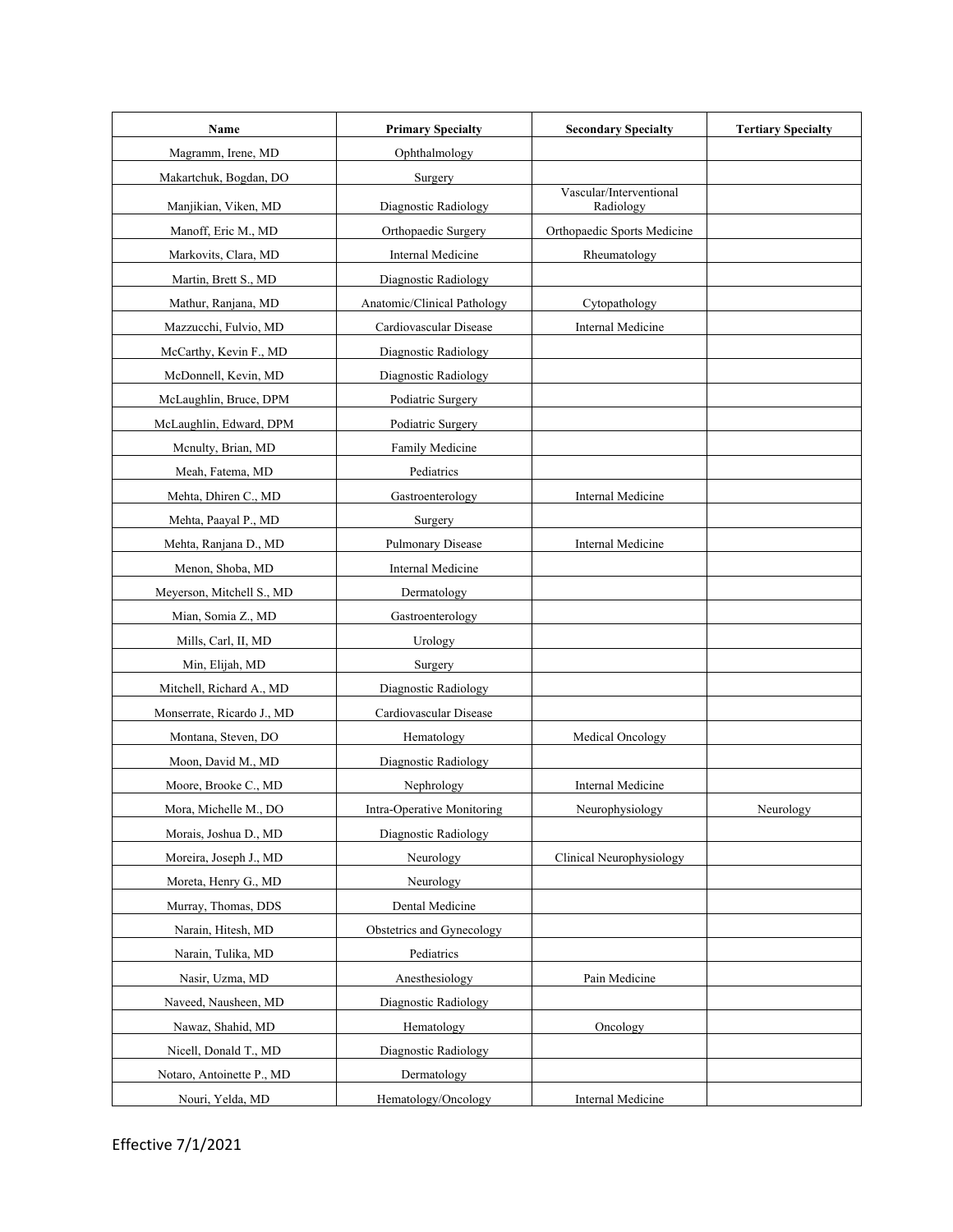| Name | Primary Specialty | Secondary Specialty | Tertiary Specialty |
|---|---|---|---|
| Magramm, Irene, MD | Ophthalmology | | |
| Makartchuk, Bogdan, DO | Surgery | | |
| Manjikian, Viken, MD | Diagnostic Radiology | Vascular/Interventional Radiology | |
| Manoff, Eric M., MD | Orthopaedic Surgery | Orthopaedic Sports Medicine | |
| Markovits, Clara, MD | Internal Medicine | Rheumatology | |
| Martin, Brett S., MD | Diagnostic Radiology | | |
| Mathur, Ranjana, MD | Anatomic/Clinical Pathology | Cytopathology | |
| Mazzucchi, Fulvio, MD | Cardiovascular Disease | Internal Medicine | |
| McCarthy, Kevin F., MD | Diagnostic Radiology | | |
| McDonnell, Kevin, MD | Diagnostic Radiology | | |
| McLaughlin, Bruce, DPM | Podiatric Surgery | | |
| McLaughlin, Edward, DPM | Podiatric Surgery | | |
| Mcnulty, Brian, MD | Family Medicine | | |
| Meah, Fatema, MD | Pediatrics | | |
| Mehta, Dhiren C., MD | Gastroenterology | Internal Medicine | |
| Mehta, Paayal P., MD | Surgery | | |
| Mehta, Ranjana D., MD | Pulmonary Disease | Internal Medicine | |
| Menon, Shoba, MD | Internal Medicine | | |
| Meyerson, Mitchell S., MD | Dermatology | | |
| Mian, Somia Z., MD | Gastroenterology | | |
| Mills, Carl, II, MD | Urology | | |
| Min, Elijah, MD | Surgery | | |
| Mitchell, Richard A., MD | Diagnostic Radiology | | |
| Monserrate, Ricardo J., MD | Cardiovascular Disease | | |
| Montana, Steven, DO | Hematology | Medical Oncology | |
| Moon, David M., MD | Diagnostic Radiology | | |
| Moore, Brooke C., MD | Nephrology | Internal Medicine | |
| Mora, Michelle M., DO | Intra-Operative Monitoring | Neurophysiology | Neurology |
| Morais, Joshua D., MD | Diagnostic Radiology | | |
| Moreira, Joseph J., MD | Neurology | Clinical Neurophysiology | |
| Moreta, Henry G., MD | Neurology | | |
| Murray, Thomas, DDS | Dental Medicine | | |
| Narain, Hitesh, MD | Obstetrics and Gynecology | | |
| Narain, Tulika, MD | Pediatrics | | |
| Nasir, Uzma, MD | Anesthesiology | Pain Medicine | |
| Naveed, Nausheen, MD | Diagnostic Radiology | | |
| Nawaz, Shahid, MD | Hematology | Oncology | |
| Nicell, Donald T., MD | Diagnostic Radiology | | |
| Notaro, Antoinette P., MD | Dermatology | | |
| Nouri, Yelda, MD | Hematology/Oncology | Internal Medicine | |

Effective 7/1/2021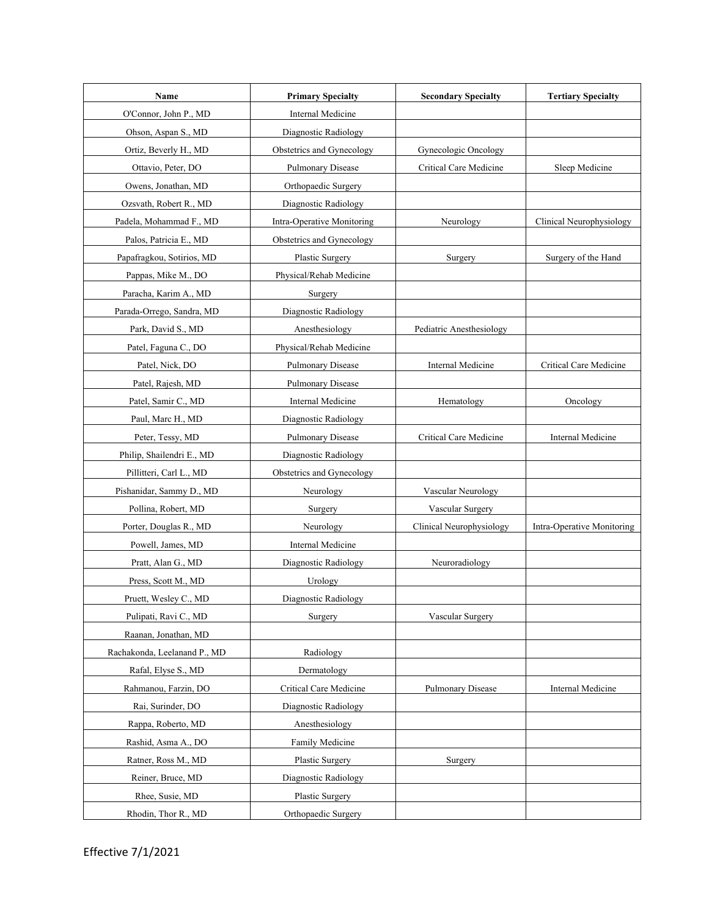| Name | Primary Specialty | Secondary Specialty | Tertiary Specialty |
|---|---|---|---|
| O'Connor, John P., MD | Internal Medicine | | |
| Ohson, Aspan S., MD | Diagnostic Radiology | | |
| Ortiz, Beverly H., MD | Obstetrics and Gynecology | Gynecologic Oncology | |
| Ottavio, Peter, DO | Pulmonary Disease | Critical Care Medicine | Sleep Medicine |
| Owens, Jonathan, MD | Orthopaedic Surgery | | |
| Ozsvath, Robert R., MD | Diagnostic Radiology | | |
| Padela, Mohammad F., MD | Intra-Operative Monitoring | Neurology | Clinical Neurophysiology |
| Palos, Patricia E., MD | Obstetrics and Gynecology | | |
| Papafragkou, Sotirios, MD | Plastic Surgery | Surgery | Surgery of the Hand |
| Pappas, Mike M., DO | Physical/Rehab Medicine | | |
| Paracha, Karim A., MD | Surgery | | |
| Parada-Orrego, Sandra, MD | Diagnostic Radiology | | |
| Park, David S., MD | Anesthesiology | Pediatric Anesthesiology | |
| Patel, Faguna C., DO | Physical/Rehab Medicine | | |
| Patel, Nick, DO | Pulmonary Disease | Internal Medicine | Critical Care Medicine |
| Patel, Rajesh, MD | Pulmonary Disease | | |
| Patel, Samir C., MD | Internal Medicine | Hematology | Oncology |
| Paul, Marc H., MD | Diagnostic Radiology | | |
| Peter, Tessy, MD | Pulmonary Disease | Critical Care Medicine | Internal Medicine |
| Philip, Shailendri E., MD | Diagnostic Radiology | | |
| Pillitteri, Carl L., MD | Obstetrics and Gynecology | | |
| Pishanidar, Sammy D., MD | Neurology | Vascular Neurology | |
| Pollina, Robert, MD | Surgery | Vascular Surgery | |
| Porter, Douglas R., MD | Neurology | Clinical Neurophysiology | Intra-Operative Monitoring |
| Powell, James, MD | Internal Medicine | | |
| Pratt, Alan G., MD | Diagnostic Radiology | Neuroradiology | |
| Press, Scott M., MD | Urology | | |
| Pruett, Wesley C., MD | Diagnostic Radiology | | |
| Pulipati, Ravi C., MD | Surgery | Vascular Surgery | |
| Raanan, Jonathan, MD | | | |
| Rachakonda, Leelanand P., MD | Radiology | | |
| Rafal, Elyse S., MD | Dermatology | | |
| Rahmanou, Farzin, DO | Critical Care Medicine | Pulmonary Disease | Internal Medicine |
| Rai, Surinder, DO | Diagnostic Radiology | | |
| Rappa, Roberto, MD | Anesthesiology | | |
| Rashid, Asma A., DO | Family Medicine | | |
| Ratner, Ross M., MD | Plastic Surgery | Surgery | |
| Reiner, Bruce, MD | Diagnostic Radiology | | |
| Rhee, Susie, MD | Plastic Surgery | | |
| Rhodin, Thor R., MD | Orthopaedic Surgery | | |

Effective 7/1/2021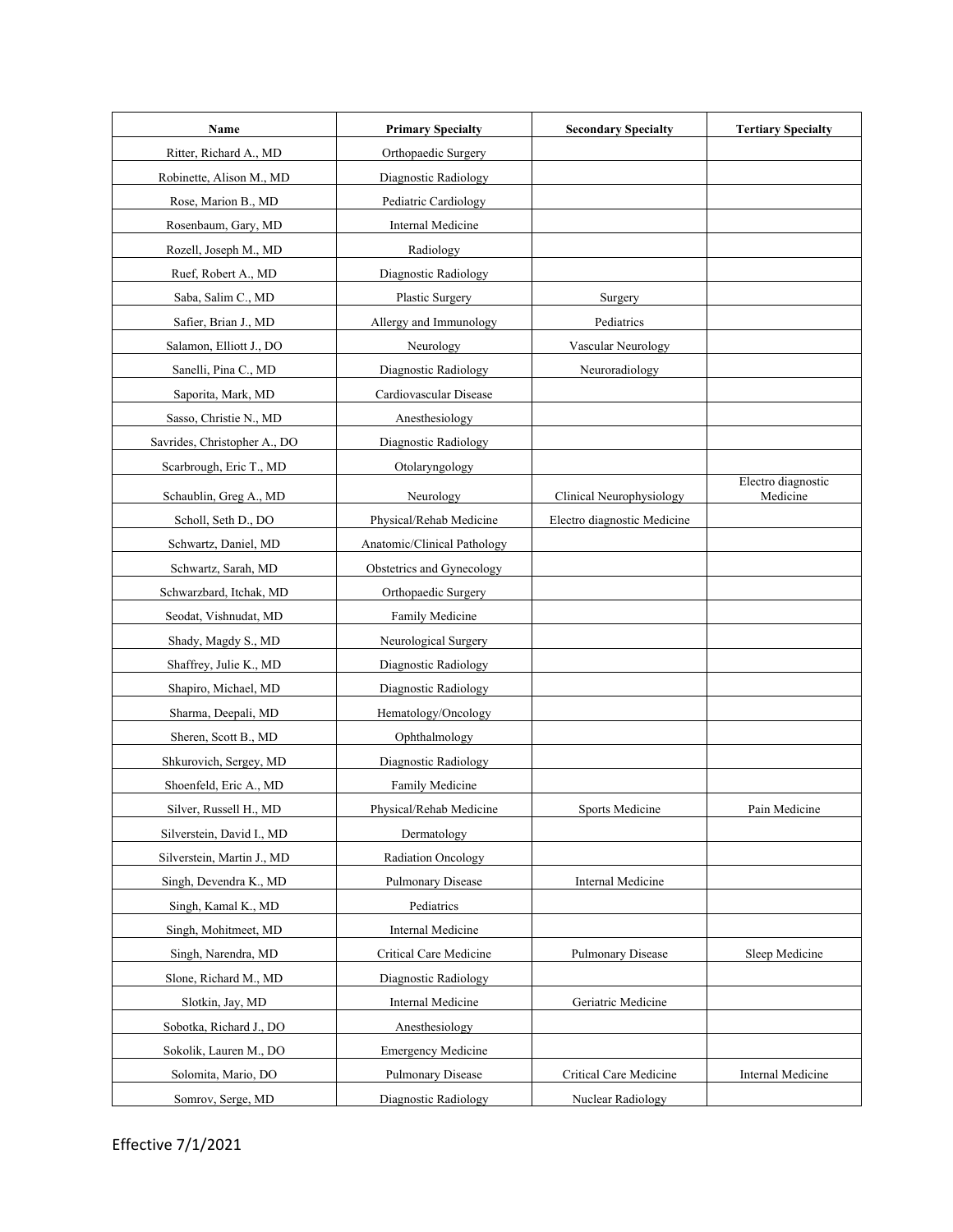| Name | Primary Specialty | Secondary Specialty | Tertiary Specialty |
| --- | --- | --- | --- |
| Ritter, Richard A., MD | Orthopaedic Surgery | | |
| Robinette, Alison M., MD | Diagnostic Radiology | | |
| Rose, Marion B., MD | Pediatric Cardiology | | |
| Rosenbaum, Gary, MD | Internal Medicine | | |
| Rozell, Joseph M., MD | Radiology | | |
| Ruef, Robert A., MD | Diagnostic Radiology | | |
| Saba, Salim C., MD | Plastic Surgery | Surgery | |
| Safier, Brian J., MD | Allergy and Immunology | Pediatrics | |
| Salamon, Elliott J., DO | Neurology | Vascular Neurology | |
| Sanelli, Pina C., MD | Diagnostic Radiology | Neuroradiology | |
| Saporita, Mark, MD | Cardiovascular Disease | | |
| Sasso, Christie N., MD | Anesthesiology | | |
| Savrides, Christopher A., DO | Diagnostic Radiology | | |
| Scarbrough, Eric T., MD | Otolaryngology | | |
| Schaublin, Greg A., MD | Neurology | Clinical Neurophysiology | Electro diagnostic Medicine |
| Scholl, Seth D., DO | Physical/Rehab Medicine | Electro diagnostic Medicine | |
| Schwartz, Daniel, MD | Anatomic/Clinical Pathology | | |
| Schwartz, Sarah, MD | Obstetrics and Gynecology | | |
| Schwarzbard, Itchak, MD | Orthopaedic Surgery | | |
| Seodat, Vishnudat, MD | Family Medicine | | |
| Shady, Magdy S., MD | Neurological Surgery | | |
| Shaffrey, Julie K., MD | Diagnostic Radiology | | |
| Shapiro, Michael, MD | Diagnostic Radiology | | |
| Sharma, Deepali, MD | Hematology/Oncology | | |
| Sheren, Scott B., MD | Ophthalmology | | |
| Shkurovich, Sergey, MD | Diagnostic Radiology | | |
| Shoenfeld, Eric A., MD | Family Medicine | | |
| Silver, Russell H., MD | Physical/Rehab Medicine | Sports Medicine | Pain Medicine |
| Silverstein, David I., MD | Dermatology | | |
| Silverstein, Martin J., MD | Radiation Oncology | | |
| Singh, Devendra K., MD | Pulmonary Disease | Internal Medicine | |
| Singh, Kamal K., MD | Pediatrics | | |
| Singh, Mohitmeet, MD | Internal Medicine | | |
| Singh, Narendra, MD | Critical Care Medicine | Pulmonary Disease | Sleep Medicine |
| Slone, Richard M., MD | Diagnostic Radiology | | |
| Slotkin, Jay, MD | Internal Medicine | Geriatric Medicine | |
| Sobotka, Richard J., DO | Anesthesiology | | |
| Sokolik, Lauren M., DO | Emergency Medicine | | |
| Solomita, Mario, DO | Pulmonary Disease | Critical Care Medicine | Internal Medicine |
| Somrov, Serge, MD | Diagnostic Radiology | Nuclear Radiology | |

Effective 7/1/2021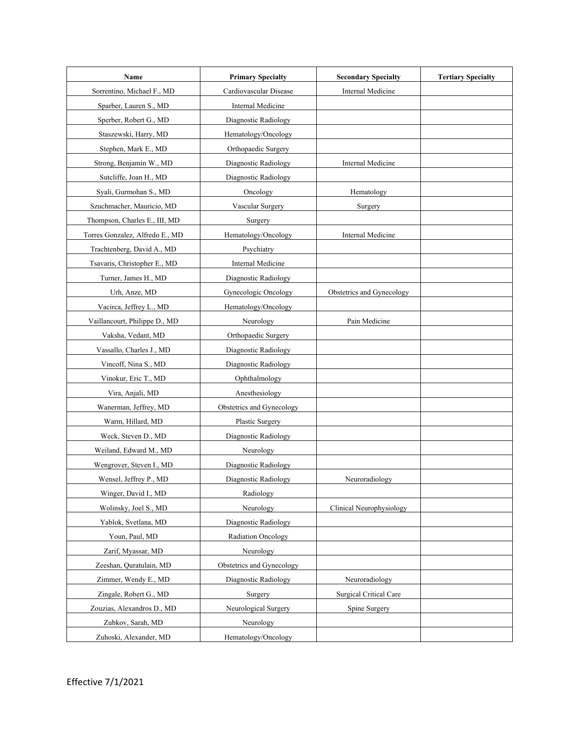| Name | Primary Specialty | Secondary Specialty | Tertiary Specialty |
| --- | --- | --- | --- |
| Sorrentino, Michael F., MD | Cardiovascular Disease | Internal Medicine | |
| Sparber, Lauren S., MD | Internal Medicine | | |
| Sperber, Robert G., MD | Diagnostic Radiology | | |
| Staszewski, Harry, MD | Hematology/Oncology | | |
| Stephen, Mark E., MD | Orthopaedic Surgery | | |
| Strong, Benjamin W., MD | Diagnostic Radiology | Internal Medicine | |
| Sutcliffe, Joan H., MD | Diagnostic Radiology | | |
| Syali, Gurmohan S., MD | Oncology | Hematology | |
| Szuchmacher, Mauricio, MD | Vascular Surgery | Surgery | |
| Thompson, Charles E., III, MD | Surgery | | |
| Torres Gonzalez, Alfredo E., MD | Hematology/Oncology | Internal Medicine | |
| Trachtenberg, David A., MD | Psychiatry | | |
| Tsavaris, Christopher E., MD | Internal Medicine | | |
| Turner, James H., MD | Diagnostic Radiology | | |
| Urh, Anze, MD | Gynecologic Oncology | Obstetrics and Gynecology | |
| Vacirca, Jeffrey L., MD | Hematology/Oncology | | |
| Vaillancourt, Philippe D., MD | Neurology | Pain Medicine | |
| Vaksha, Vedant, MD | Orthopaedic Surgery | | |
| Vassallo, Charles J., MD | Diagnostic Radiology | | |
| Vincoff, Nina S., MD | Diagnostic Radiology | | |
| Vinokur, Eric T., MD | Ophthalmology | | |
| Vira, Anjali, MD | Anesthesiology | | |
| Wanerman, Jeffrey, MD | Obstetrics and Gynecology | | |
| Warm, Hillard, MD | Plastic Surgery | | |
| Weck, Steven D., MD | Diagnostic Radiology | | |
| Weiland, Edward M., MD | Neurology | | |
| Wengrover, Steven I., MD | Diagnostic Radiology | | |
| Wensel, Jeffrey P., MD | Diagnostic Radiology | Neuroradiology | |
| Winger, David I., MD | Radiology | | |
| Wolinsky, Joel S., MD | Neurology | Clinical Neurophysiology | |
| Yablok, Svetlana, MD | Diagnostic Radiology | | |
| Youn, Paul, MD | Radiation Oncology | | |
| Zarif, Myassar, MD | Neurology | | |
| Zeeshan, Quratulain, MD | Obstetrics and Gynecology | | |
| Zimmer, Wendy E., MD | Diagnostic Radiology | Neuroradiology | |
| Zingale, Robert G., MD | Surgery | Surgical Critical Care | |
| Zouzias, Alexandros D., MD | Neurological Surgery | Spine Surgery | |
| Zubkov, Sarah, MD | Neurology | | |
| Zuhoski, Alexander, MD | Hematology/Oncology | | |

Effective 7/1/2021